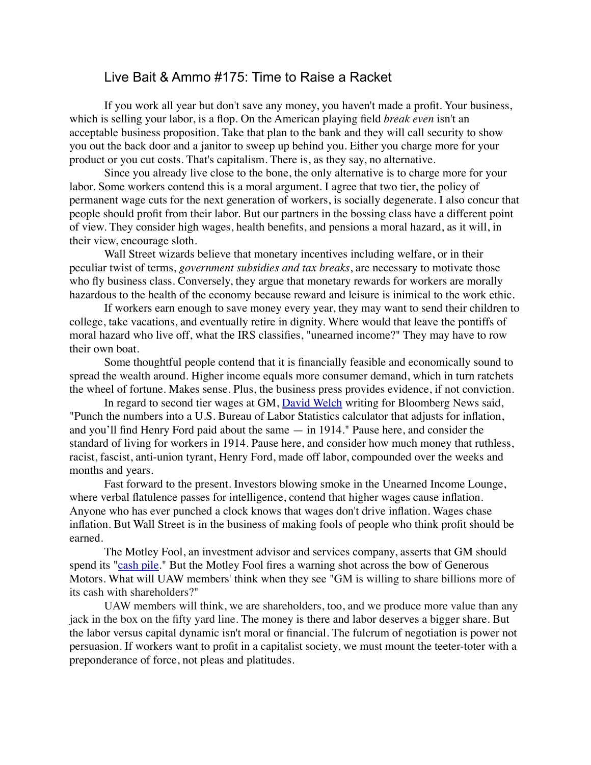# Live Bait & Ammo #175: Time to Raise a Racket

If you work all year but don't save any money, you haven't made a profit. Your business, which is selling your labor, is a flop. On the American playing field *break even* isn't an acceptable business proposition. Take that plan to the bank and they will call security to show you out the back door and a janitor to sweep up behind you. Either you charge more for your product or you cut costs. That's capitalism. There is, as they say, no alternative.

Since you already live close to the bone, the only alternative is to charge more for your labor. Some workers contend this is a moral argument. I agree that two tier, the policy of permanent wage cuts for the next generation of workers, is socially degenerate. I also concur that people should profit from their labor. But our partners in the bossing class have a different point of view. They consider high wages, health benefits, and pensions a moral hazard, as it will, in their view, encourage sloth.

Wall Street wizards believe that monetary incentives including welfare, or in their peculiar twist of terms, *government subsidies and tax breaks*, are necessary to motivate those who fly business class. Conversely, they argue that monetary rewards for workers are morally hazardous to the health of the economy because reward and leisure is inimical to the work ethic.

If workers earn enough to save money every year, they may want to send their children to college, take vacations, and eventually retire in dignity. Where would that leave the pontiffs of moral hazard who live off, what the IRS classifies, "unearned income?" They may have to row their own boat.

Some thoughtful people contend that it is financially feasible and economically sound to spread the wealth around. Higher income equals more consumer demand, which in turn ratchets the wheel of fortune. Makes sense. Plus, the business press provides evidence, if not conviction.

In regard to second tier wages at GM, David Welch writing for Bloomberg News said, "Punch the numbers into a U.S. Bureau of Labor Statistics calculator that adjusts for inflation, and you'll find Henry Ford paid about the same — in 1914." Pause here, and consider the standard of living for workers in 1914. Pause here, and consider how much money that ruthless, racist, fascist, anti-union tyrant, Henry Ford, made off labor, compounded over the weeks and months and years.

Fast forward to the present. Investors blowing smoke in the Unearned Income Lounge, where verbal flatulence passes for intelligence, contend that higher wages cause inflation. Anyone who has ever punched a clock knows that wages don't drive inflation. Wages chase inflation. But Wall Street is in the business of making fools of people who think profit should be earned.

The Motley Fool, an investment advisor and services company, asserts that GM should spend its "cash pile." But the Motley Fool fires a warning shot across the bow of Generous Motors. What will UAW members' think when they see "GM is willing to share billions more of its cash with shareholders?"

UAW members will think, we are shareholders, too, and we produce more value than any jack in the box on the fifty yard line. The money is there and labor deserves a bigger share. But the labor versus capital dynamic isn't moral or financial. The fulcrum of negotiation is power not persuasion. If workers want to profit in a capitalist society, we must mount the teeter-toter with a preponderance of force, not pleas and platitudes.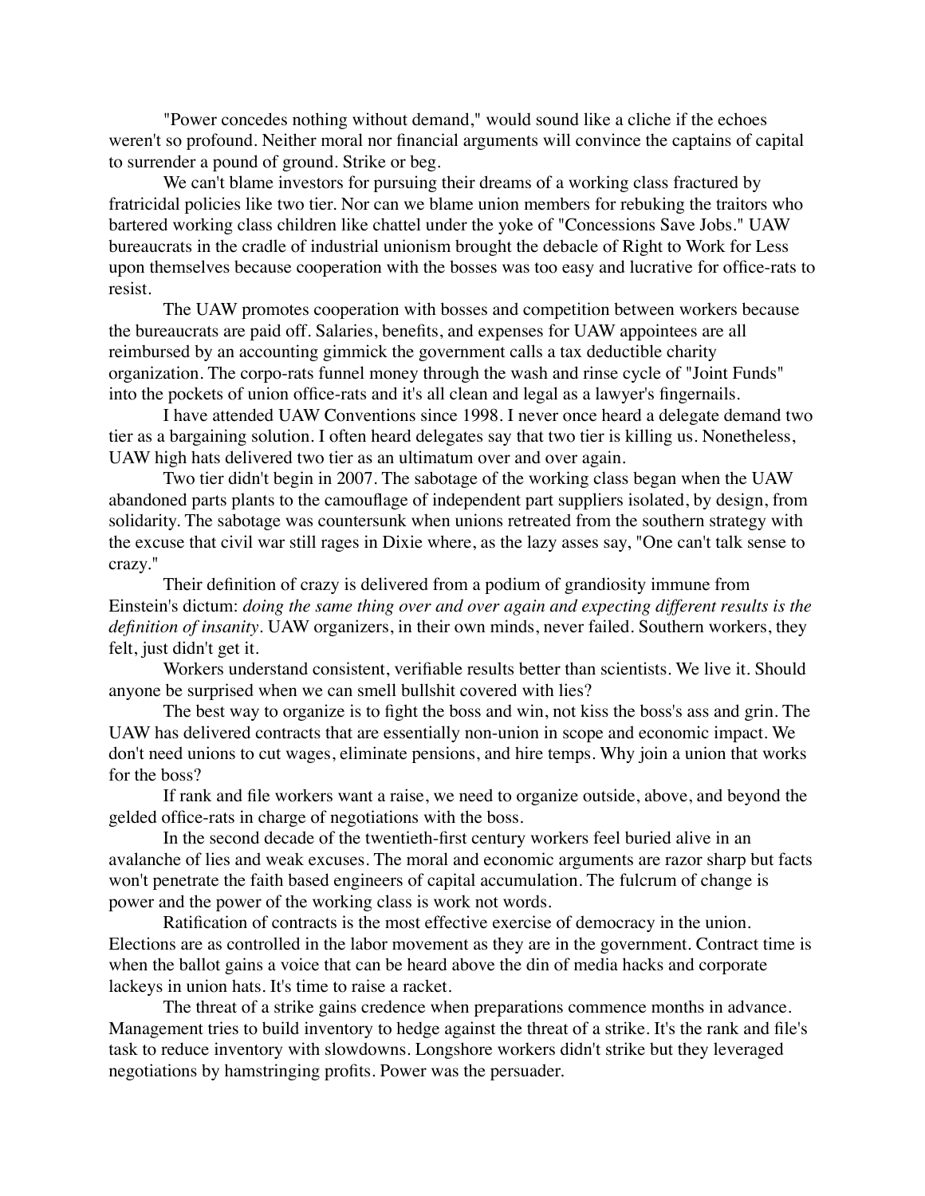"Power concedes nothing without demand," would sound like a cliche if the echoes weren't so profound. Neither moral nor financial arguments will convince the captains of capital to surrender a pound of ground. Strike or beg.

We can't blame investors for pursuing their dreams of a working class fractured by fratricidal policies like two tier. Nor can we blame union members for rebuking the traitors who bartered working class children like chattel under the yoke of "Concessions Save Jobs." UAW bureaucrats in the cradle of industrial unionism brought the debacle of Right to Work for Less upon themselves because cooperation with the bosses was too easy and lucrative for office-rats to resist.

The UAW promotes cooperation with bosses and competition between workers because the bureaucrats are paid off. Salaries, benefits, and expenses for UAW appointees are all reimbursed by an accounting gimmick the government calls a tax deductible charity organization. The corpo-rats funnel money through the wash and rinse cycle of "Joint Funds" into the pockets of union office-rats and it's all clean and legal as a lawyer's fingernails.

I have attended UAW Conventions since 1998. I never once heard a delegate demand two tier as a bargaining solution. I often heard delegates say that two tier is killing us. Nonetheless, UAW high hats delivered two tier as an ultimatum over and over again.

Two tier didn't begin in 2007. The sabotage of the working class began when the UAW abandoned parts plants to the camouflage of independent part suppliers isolated, by design, from solidarity. The sabotage was countersunk when unions retreated from the southern strategy with the excuse that civil war still rages in Dixie where, as the lazy asses say, "One can't talk sense to crazy."

Their definition of crazy is delivered from a podium of grandiosity immune from Einstein's dictum: *doing the same thing over and over again and expecting different results is the definition of insanity*. UAW organizers, in their own minds, never failed. Southern workers, they felt, just didn't get it.

Workers understand consistent, verifiable results better than scientists. We live it. Should anyone be surprised when we can smell bullshit covered with lies?

The best way to organize is to fight the boss and win, not kiss the boss's ass and grin. The UAW has delivered contracts that are essentially non-union in scope and economic impact. We don't need unions to cut wages, eliminate pensions, and hire temps. Why join a union that works for the boss?

If rank and file workers want a raise, we need to organize outside, above, and beyond the gelded office-rats in charge of negotiations with the boss.

In the second decade of the twentieth-first century workers feel buried alive in an avalanche of lies and weak excuses. The moral and economic arguments are razor sharp but facts won't penetrate the faith based engineers of capital accumulation. The fulcrum of change is power and the power of the working class is work not words.

Ratification of contracts is the most effective exercise of democracy in the union. Elections are as controlled in the labor movement as they are in the government. Contract time is when the ballot gains a voice that can be heard above the din of media hacks and corporate lackeys in union hats. It's time to raise a racket.

The threat of a strike gains credence when preparations commence months in advance. Management tries to build inventory to hedge against the threat of a strike. It's the rank and file's task to reduce inventory with slowdowns. Longshore workers didn't strike but they leveraged negotiations by hamstringing profits. Power was the persuader.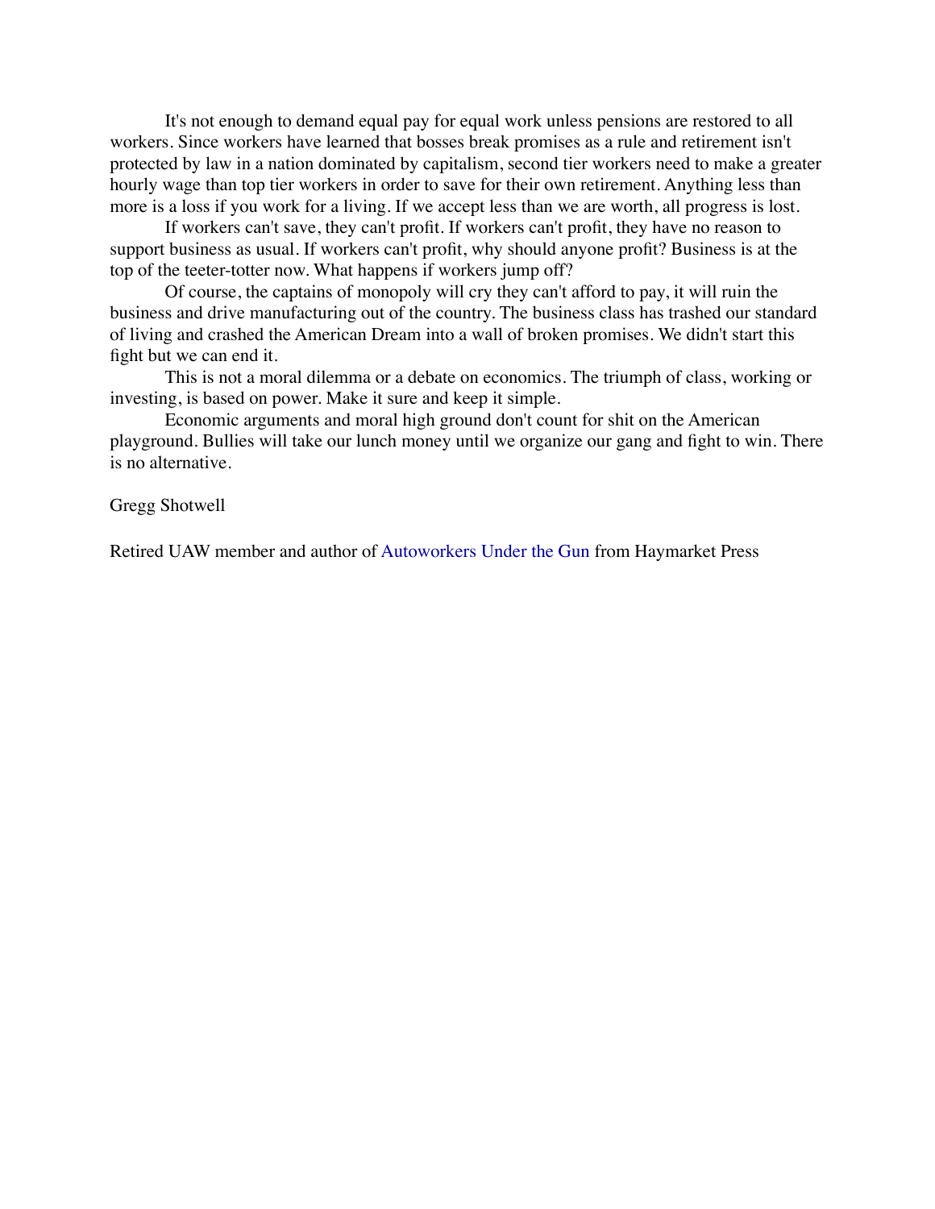It's not enough to demand equal pay for equal work unless pensions are restored to all workers. Since workers have learned that bosses break promises as a rule and retirement isn't protected by law in a nation dominated by capitalism, second tier workers need to make a greater hourly wage than top tier workers in order to save for their own retirement. Anything less than more is a loss if you work for a living. If we accept less than we are worth, all progress is lost.

If workers can't save, they can't profit. If workers can't profit, they have no reason to support business as usual. If workers can't profit, why should anyone profit? Business is at the top of the teeter-totter now. What happens if workers jump off?

Of course, the captains of monopoly will cry they can't afford to pay, it will ruin the business and drive manufacturing out of the country. The business class has trashed our standard of living and crashed the American Dream into a wall of broken promises. We didn't start this fight but we can end it.

This is not a moral dilemma or a debate on economics. The triumph of class, working or investing, is based on power. Make it sure and keep it simple.

Economic arguments and moral high ground don't count for shit on the American playground. Bullies will take our lunch money until we organize our gang and fight to win. There is no alternative.

Gregg Shotwell

Retired UAW member and author of Autoworkers Under the Gun from Haymarket Press